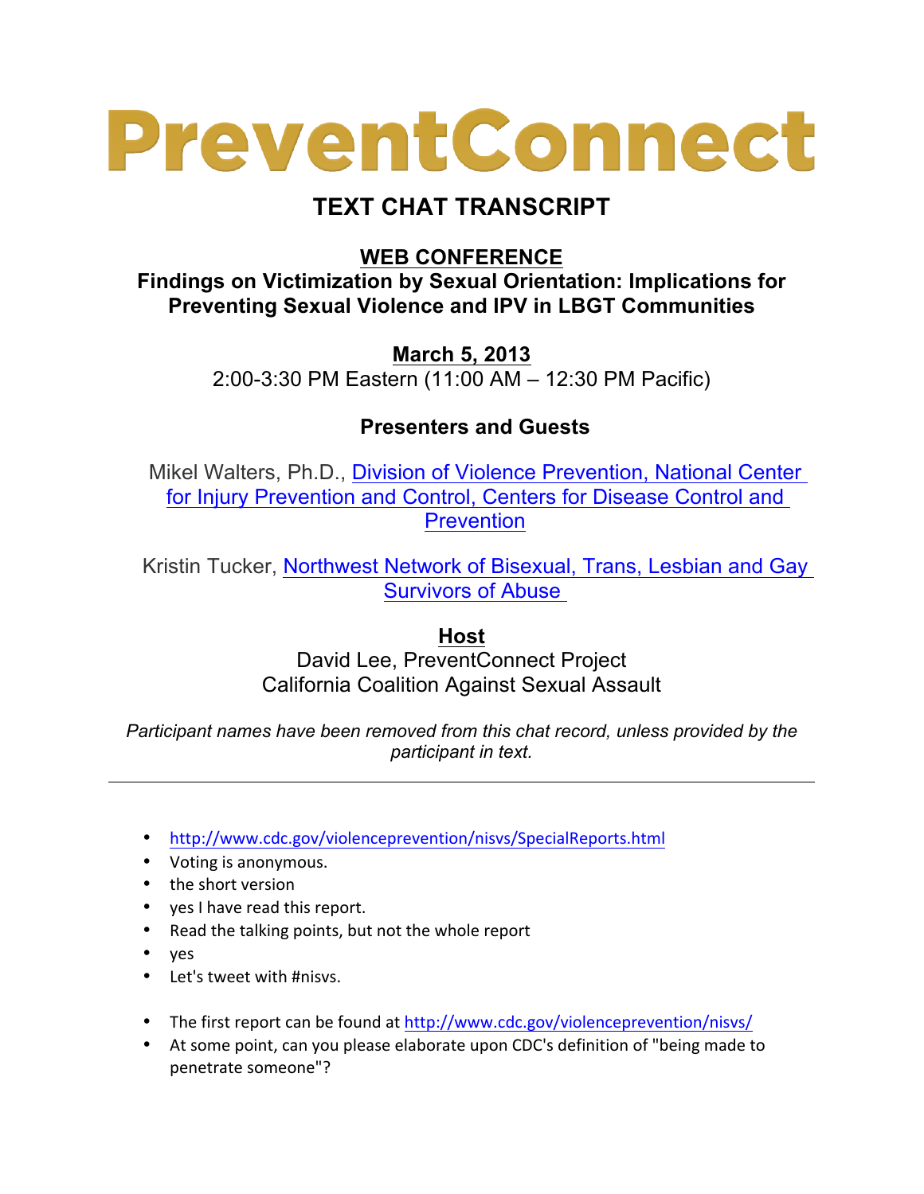# PreventConnect

## TEXT CHAT TRANSCRIPT

### WEB CONFERENCE

**Findings on Victimization by Sexual Orientation: Implications for Preventing Sexual Violence and IPV in LBGT Communities**

**March 5, 2013**

2:00-3:30 PM Eastern (11:00 AM – 12:30 PM Pacific)

**Presenters and Guests**

Mikel Walters, Ph.D., [Division of Violence Prevention, National Center for Injury Prevention and Control, Centers for Disease Control and Prevention]()

Kristin Tucker, [Northwest Network of Bisexual, Trans, Lesbian and Gay Survivors of Abuse]()

**Host**

David Lee, PreventConnect Project
California Coalition Against Sexual Assault

*Participant names have been removed from this chat record, unless provided by the participant in text.*

---

- http://www.cdc.gov/violenceprevention/nisvs/SpecialReports.html
- Voting is anonymous.
- the short version
- yes I have read this report.
- Read the talking points, but not the whole report
- yes
- Let's tweet with #nisvs.
- The first report can be found at http://www.cdc.gov/violenceprevention/nisvs/
- At some point, can you please elaborate upon CDC's definition of "being made to penetrate someone"?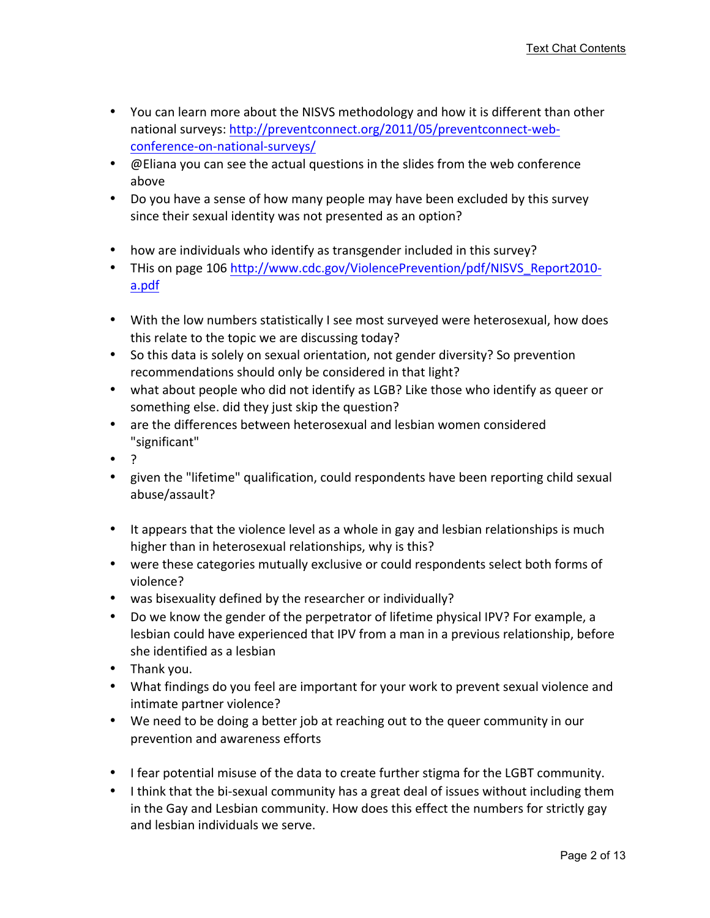- You can learn more about the NISVS methodology and how it is different than other national surveys: http://preventconnect.org/2011/05/preventconnect-web-conference-on-national-surveys/
- @Eliana you can see the actual questions in the slides from the web conference above
- Do you have a sense of how many people may have been excluded by this survey since their sexual identity was not presented as an option?
- how are individuals who identify as transgender included in this survey?
- THis on page 106 http://www.cdc.gov/ViolencePrevention/pdf/NISVS_Report2010-a.pdf
- With the low numbers statistically I see most surveyed were heterosexual, how does this relate to the topic we are discussing today?
- So this data is solely on sexual orientation, not gender diversity? So prevention recommendations should only be considered in that light?
- what about people who did not identify as LGB? Like those who identify as queer or something else. did they just skip the question?
- are the differences between heterosexual and lesbian women considered "significant"
- ?
- given the "lifetime" qualification, could respondents have been reporting child sexual abuse/assault?
- It appears that the violence level as a whole in gay and lesbian relationships is much higher than in heterosexual relationships, why is this?
- were these categories mutually exclusive or could respondents select both forms of violence?
- was bisexuality defined by the researcher or individually?
- Do we know the gender of the perpetrator of lifetime physical IPV? For example, a lesbian could have experienced that IPV from a man in a previous relationship, before she identified as a lesbian
- Thank you.
- What findings do you feel are important for your work to prevent sexual violence and intimate partner violence?
- We need to be doing a better job at reaching out to the queer community in our prevention and awareness efforts
- I fear potential misuse of the data to create further stigma for the LGBT community.
- I think that the bi-sexual community has a great deal of issues without including them in the Gay and Lesbian community. How does this effect the numbers for strictly gay and lesbian individuals we serve.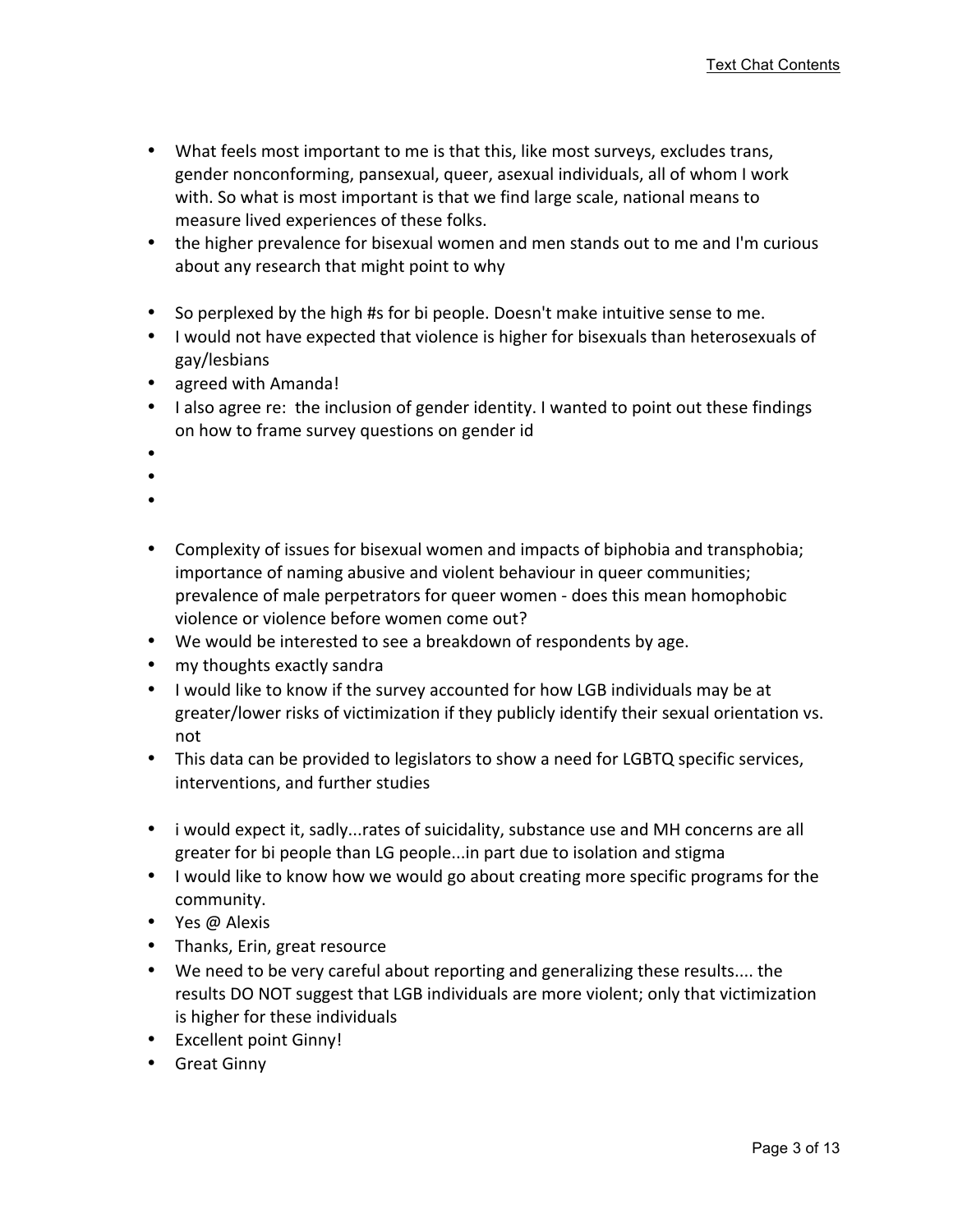- What feels most important to me is that this, like most surveys, excludes trans, gender nonconforming, pansexual, queer, asexual individuals, all of whom I work with. So what is most important is that we find large scale, national means to measure lived experiences of these folks.
- the higher prevalence for bisexual women and men stands out to me and I'm curious about any research that might point to why
- So perplexed by the high #s for bi people. Doesn't make intuitive sense to me.
- I would not have expected that violence is higher for bisexuals than heterosexuals of gay/lesbians
- agreed with Amanda!
- I also agree re: the inclusion of gender identity. I wanted to point out these findings on how to frame survey questions on gender id
- Complexity of issues for bisexual women and impacts of biphobia and transphobia; importance of naming abusive and violent behaviour in queer communities; prevalence of male perpetrators for queer women - does this mean homophobic violence or violence before women come out?
- We would be interested to see a breakdown of respondents by age.
- my thoughts exactly sandra
- I would like to know if the survey accounted for how LGB individuals may be at greater/lower risks of victimization if they publicly identify their sexual orientation vs. not
- This data can be provided to legislators to show a need for LGBTQ specific services, interventions, and further studies
- i would expect it, sadly...rates of suicidality, substance use and MH concerns are all greater for bi people than LG people...in part due to isolation and stigma
- I would like to know how we would go about creating more specific programs for the community.
- Yes @ Alexis
- Thanks, Erin, great resource
- We need to be very careful about reporting and generalizing these results.... the results DO NOT suggest that LGB individuals are more violent; only that victimization is higher for these individuals
- Excellent point Ginny!
- Great Ginny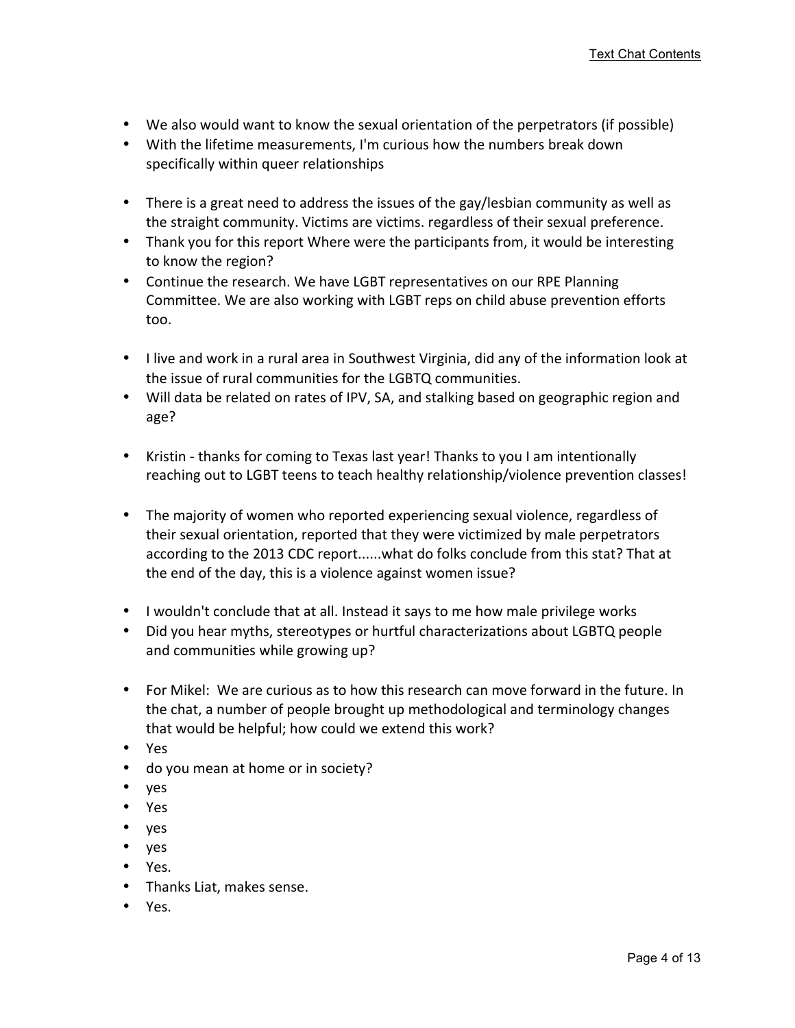- We also would want to know the sexual orientation of the perpetrators (if possible)
- With the lifetime measurements, I'm curious how the numbers break down specifically within queer relationships

- There is a great need to address the issues of the gay/lesbian community as well as the straight community. Victims are victims. regardless of their sexual preference.
- Thank you for this report Where were the participants from, it would be interesting to know the region?
- Continue the research. We have LGBT representatives on our RPE Planning Committee. We are also working with LGBT reps on child abuse prevention efforts too.

- I live and work in a rural area in Southwest Virginia, did any of the information look at the issue of rural communities for the LGBTQ communities.
- Will data be related on rates of IPV, SA, and stalking based on geographic region and age?

- Kristin - thanks for coming to Texas last year! Thanks to you I am intentionally reaching out to LGBT teens to teach healthy relationship/violence prevention classes!

- The majority of women who reported experiencing sexual violence, regardless of their sexual orientation, reported that they were victimized by male perpetrators according to the 2013 CDC report......what do folks conclude from this stat? That at the end of the day, this is a violence against women issue?

- I wouldn't conclude that at all. Instead it says to me how male privilege works
- Did you hear myths, stereotypes or hurtful characterizations about LGBTQ people and communities while growing up?

- For Mikel: We are curious as to how this research can move forward in the future. In the chat, a number of people brought up methodological and terminology changes that would be helpful; how could we extend this work?
- Yes
- do you mean at home or in society?
- yes
- Yes
- yes
- yes
- Yes.
- Thanks Liat, makes sense.
- Yes.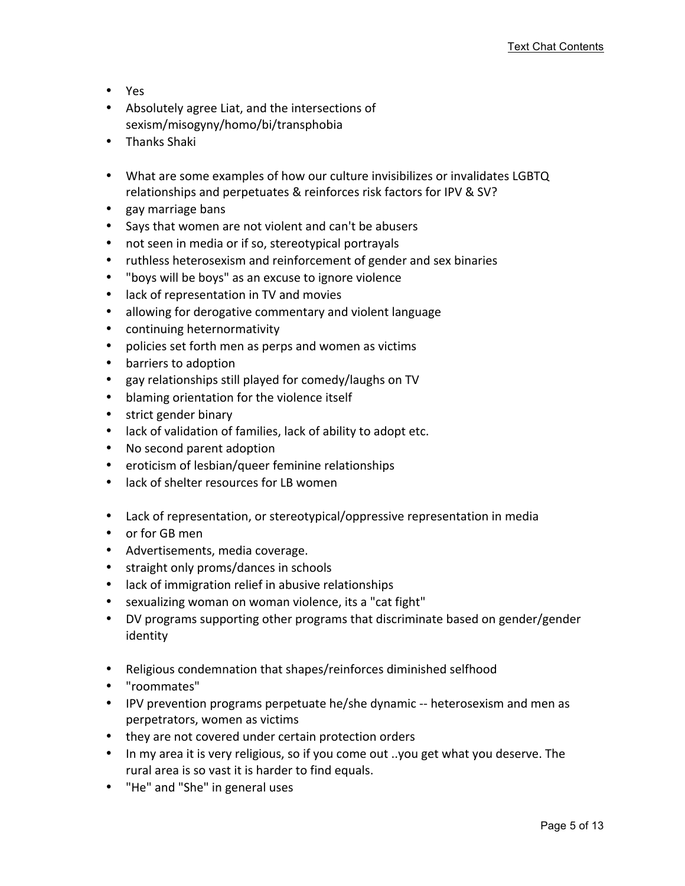- Yes
- Absolutely agree Liat, and the intersections of sexism/misogyny/homo/bi/transphobia
- Thanks Shaki

- What are some examples of how our culture invisibilizes or invalidates LGBTQ relationships and perpetuates & reinforces risk factors for IPV & SV?
- gay marriage bans
- Says that women are not violent and can't be abusers
- not seen in media or if so, stereotypical portrayals
- ruthless heterosexism and reinforcement of gender and sex binaries
- "boys will be boys" as an excuse to ignore violence
- lack of representation in TV and movies
- allowing for derogative commentary and violent language
- continuing heternormativity
- policies set forth men as perps and women as victims
- barriers to adoption
- gay relationships still played for comedy/laughs on TV
- blaming orientation for the violence itself
- strict gender binary
- lack of validation of families, lack of ability to adopt etc.
- No second parent adoption
- eroticism of lesbian/queer feminine relationships
- lack of shelter resources for LB women

- Lack of representation, or stereotypical/oppressive representation in media
- or for GB men
- Advertisements, media coverage.
- straight only proms/dances in schools
- lack of immigration relief in abusive relationships
- sexualizing woman on woman violence, its a "cat fight"
- DV programs supporting other programs that discriminate based on gender/gender identity

- Religious condemnation that shapes/reinforces diminished selfhood
- "roommates"
- IPV prevention programs perpetuate he/she dynamic -- heterosexism and men as perpetrators, women as victims
- they are not covered under certain protection orders
- In my area it is very religious, so if you come out ..you get what you deserve. The rural area is so vast it is harder to find equals.
- "He" and "She" in general uses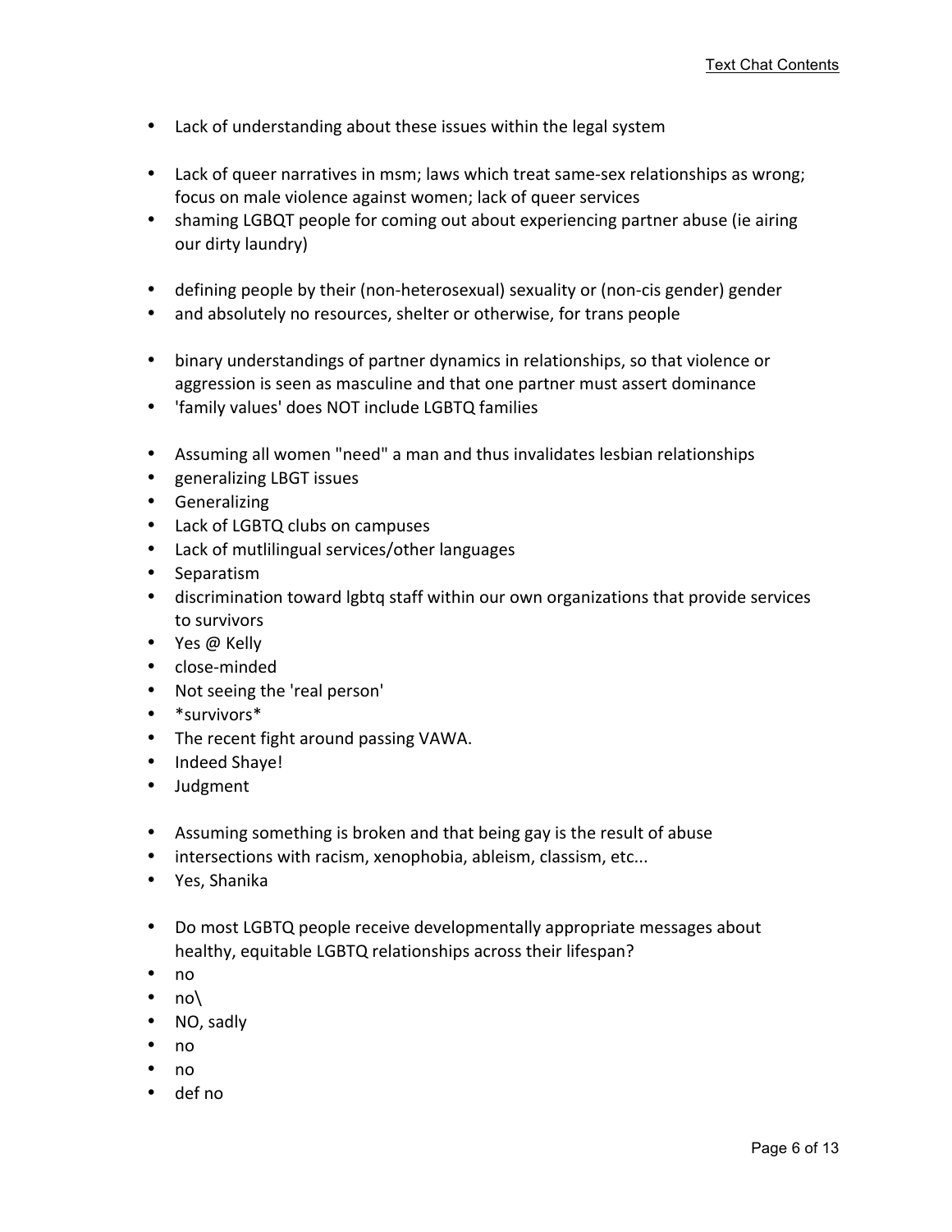- Lack of understanding about these issues within the legal system

- Lack of queer narratives in msm; laws which treat same-sex relationships as wrong; focus on male violence against women; lack of queer services
- shaming LGBQT people for coming out about experiencing partner abuse (ie airing our dirty laundry)

- defining people by their (non-heterosexual) sexuality or (non-cis gender) gender
- and absolutely no resources, shelter or otherwise, for trans people

- binary understandings of partner dynamics in relationships, so that violence or aggression is seen as masculine and that one partner must assert dominance
- 'family values' does NOT include LGBTQ families

- Assuming all women "need" a man and thus invalidates lesbian relationships
- generalizing LBGT issues
- Generalizing
- Lack of LGBTQ clubs on campuses
- Lack of mutlilingual services/other languages
- Separatism
- discrimination toward lgbtq staff within our own organizations that provide services to survivors
- Yes @ Kelly
- close-minded
- Not seeing the 'real person'
- *survivors*
- The recent fight around passing VAWA.
- Indeed Shaye!
- Judgment

- Assuming something is broken and that being gay is the result of abuse
- intersections with racism, xenophobia, ableism, classism, etc...
- Yes, Shanika

- Do most LGBTQ people receive developmentally appropriate messages about healthy, equitable LGBTQ relationships across their lifespan?
- no
- no\
- NO, sadly
- no
- no
- def no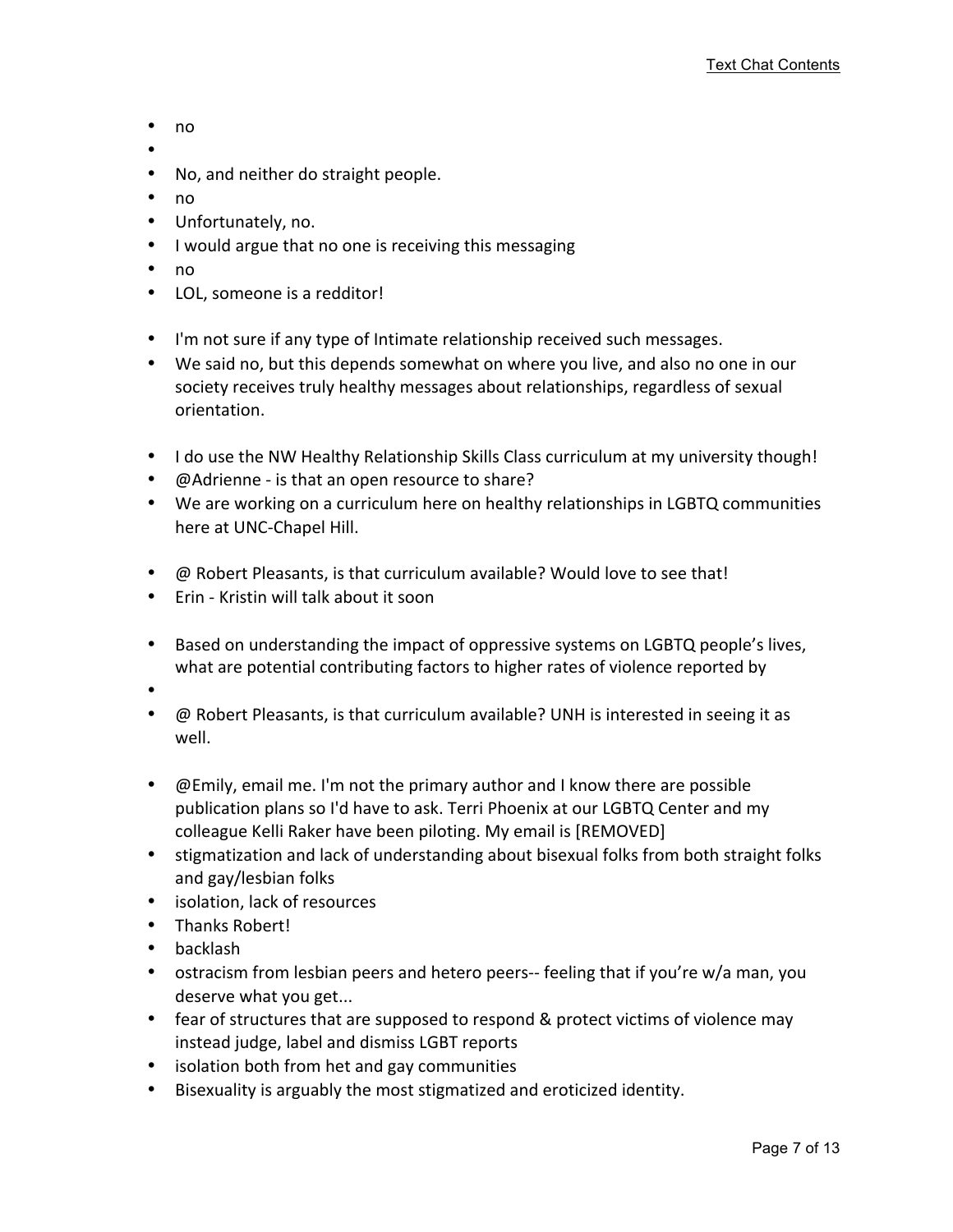- no
- 
- No, and neither do straight people.
- no
- Unfortunately, no.
- I would argue that no one is receiving this messaging
- no
- LOL, someone is a redditor!

- I'm not sure if any type of Intimate relationship received such messages.
- We said no, but this depends somewhat on where you live, and also no one in our society receives truly healthy messages about relationships, regardless of sexual orientation.

- I do use the NW Healthy Relationship Skills Class curriculum at my university though!
- @Adrienne - is that an open resource to share?
- We are working on a curriculum here on healthy relationships in LGBTQ communities here at UNC-Chapel Hill.

- @ Robert Pleasants, is that curriculum available? Would love to see that!
- Erin - Kristin will talk about it soon

- Based on understanding the impact of oppressive systems on LGBTQ people's lives, what are potential contributing factors to higher rates of violence reported by
- 
- @ Robert Pleasants, is that curriculum available? UNH is interested in seeing it as well.

- @Emily, email me. I'm not the primary author and I know there are possible publication plans so I'd have to ask. Terri Phoenix at our LGBTQ Center and my colleague Kelli Raker have been piloting. My email is [REMOVED]
- stigmatization and lack of understanding about bisexual folks from both straight folks and gay/lesbian folks
- isolation, lack of resources
- Thanks Robert!
- backlash
- ostracism from lesbian peers and hetero peers-- feeling that if you're w/a man, you deserve what you get...
- fear of structures that are supposed to respond & protect victims of violence may instead judge, label and dismiss LGBT reports
- isolation both from het and gay communities
- Bisexuality is arguably the most stigmatized and eroticized identity.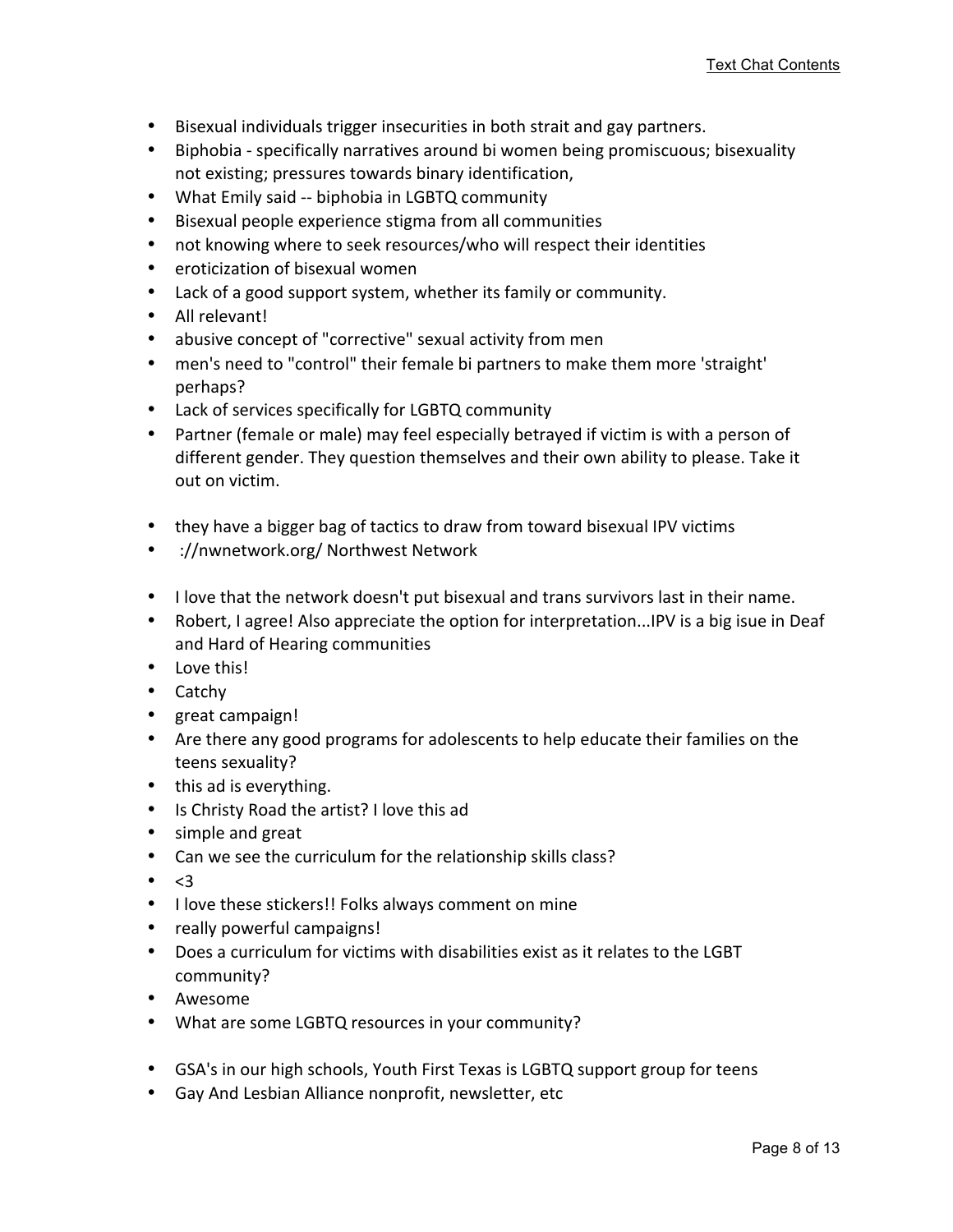- Bisexual individuals trigger insecurities in both strait and gay partners.
- Biphobia - specifically narratives around bi women being promiscuous; bisexuality not existing; pressures towards binary identification,
- What Emily said -- biphobia in LGBTQ community
- Bisexual people experience stigma from all communities
- not knowing where to seek resources/who will respect their identities
- eroticization of bisexual women
- Lack of a good support system, whether its family or community.
- All relevant!
- abusive concept of "corrective" sexual activity from men
- men's need to "control" their female bi partners to make them more 'straight' perhaps?
- Lack of services specifically for LGBTQ community
- Partner (female or male) may feel especially betrayed if victim is with a person of different gender. They question themselves and their own ability to please. Take it out on victim.

- they have a bigger bag of tactics to draw from toward bisexual IPV victims
- ://nwnetwork.org/ Northwest Network

- I love that the network doesn't put bisexual and trans survivors last in their name.
- Robert, I agree! Also appreciate the option for interpretation...IPV is a big isue in Deaf and Hard of Hearing communities
- Love this!
- Catchy
- great campaign!
- Are there any good programs for adolescents to help educate their families on the teens sexuality?
- this ad is everything.
- Is Christy Road the artist? I love this ad
- simple and great
- Can we see the curriculum for the relationship skills class?
- <3
- I love these stickers!! Folks always comment on mine
- really powerful campaigns!
- Does a curriculum for victims with disabilities exist as it relates to the LGBT community?
- Awesome
- What are some LGBTQ resources in your community?

- GSA's in our high schools, Youth First Texas is LGBTQ support group for teens
- Gay And Lesbian Alliance nonprofit, newsletter, etc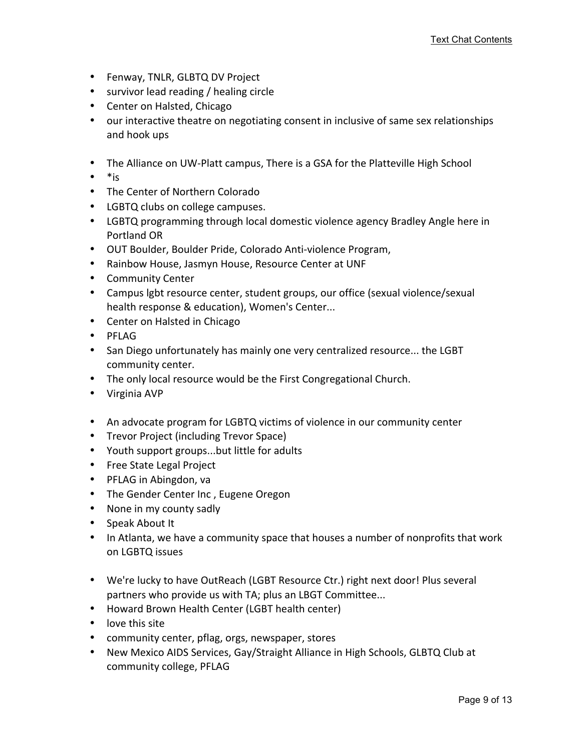- Fenway, TNLR, GLBTQ DV Project
- survivor lead reading / healing circle
- Center on Halsted, Chicago
- our interactive theatre on negotiating consent in inclusive of same sex relationships and hook ups

- The Alliance on UW-Platt campus, There is a GSA for the Platteville High School
- *is
- The Center of Northern Colorado
- LGBTQ clubs on college campuses.
- LGBTQ programming through local domestic violence agency Bradley Angle here in Portland OR
- OUT Boulder, Boulder Pride, Colorado Anti-violence Program,
- Rainbow House, Jasmyn House, Resource Center at UNF
- Community Center
- Campus lgbt resource center, student groups, our office (sexual violence/sexual health response & education), Women's Center...
- Center on Halsted in Chicago
- PFLAG
- San Diego unfortunately has mainly one very centralized resource... the LGBT community center.
- The only local resource would be the First Congregational Church.
- Virginia AVP

- An advocate program for LGBTQ victims of violence in our community center
- Trevor Project (including Trevor Space)
- Youth support groups...but little for adults
- Free State Legal Project
- PFLAG in Abingdon, va
- The Gender Center Inc , Eugene Oregon
- None in my county sadly
- Speak About It
- In Atlanta, we have a community space that houses a number of nonprofits that work on LGBTQ issues

- We're lucky to have OutReach (LGBT Resource Ctr.) right next door! Plus several partners who provide us with TA; plus an LBGT Committee...
- Howard Brown Health Center (LGBT health center)
- love this site
- community center, pflag, orgs, newspaper, stores
- New Mexico AIDS Services, Gay/Straight Alliance in High Schools, GLBTQ Club at community college, PFLAG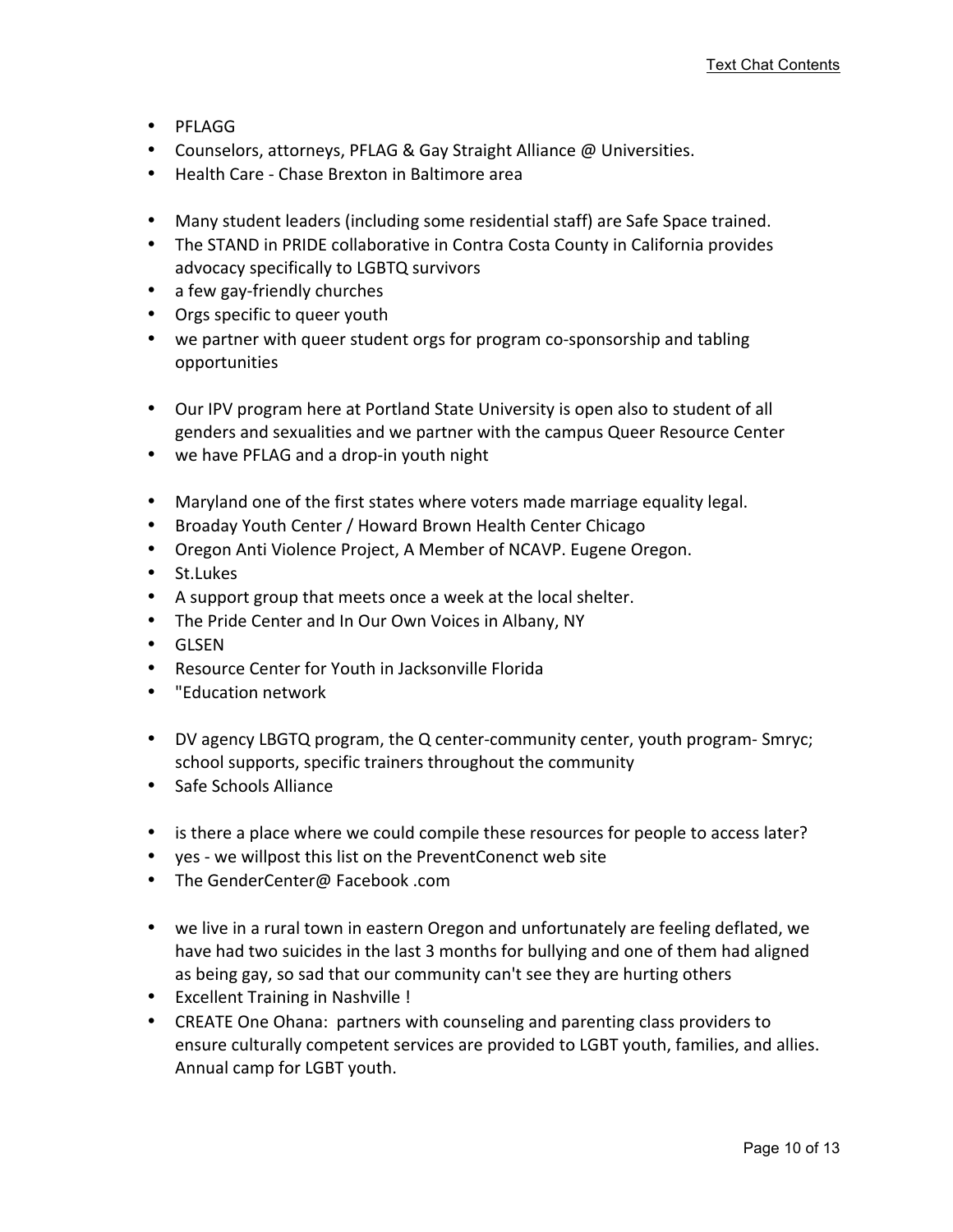- PFLAGG
- Counselors, attorneys, PFLAG & Gay Straight Alliance @ Universities.
- Health Care - Chase Brexton in Baltimore area

- Many student leaders (including some residential staff) are Safe Space trained.
- The STAND in PRIDE collaborative in Contra Costa County in California provides advocacy specifically to LGBTQ survivors
- a few gay-friendly churches
- Orgs specific to queer youth
- we partner with queer student orgs for program co-sponsorship and tabling opportunities

- Our IPV program here at Portland State University is open also to student of all genders and sexualities and we partner with the campus Queer Resource Center
- we have PFLAG and a drop-in youth night

- Maryland one of the first states where voters made marriage equality legal.
- Broaday Youth Center / Howard Brown Health Center Chicago
- Oregon Anti Violence Project, A Member of NCAVP. Eugene Oregon.
- St.Lukes
- A support group that meets once a week at the local shelter.
- The Pride Center and In Our Own Voices in Albany, NY
- GLSEN
- Resource Center for Youth in Jacksonville Florida
- "Education network

- DV agency LBGTQ program, the Q center-community center, youth program- Smryc; school supports, specific trainers throughout the community
- Safe Schools Alliance

- is there a place where we could compile these resources for people to access later?
- yes - we willpost this list on the PreventConenct web site
- The GenderCenter@ Facebook .com

- we live in a rural town in eastern Oregon and unfortunately are feeling deflated, we have had two suicides in the last 3 months for bullying and one of them had aligned as being gay, so sad that our community can't see they are hurting others
- Excellent Training in Nashville !
- CREATE One Ohana: partners with counseling and parenting class providers to ensure culturally competent services are provided to LGBT youth, families, and allies. Annual camp for LGBT youth.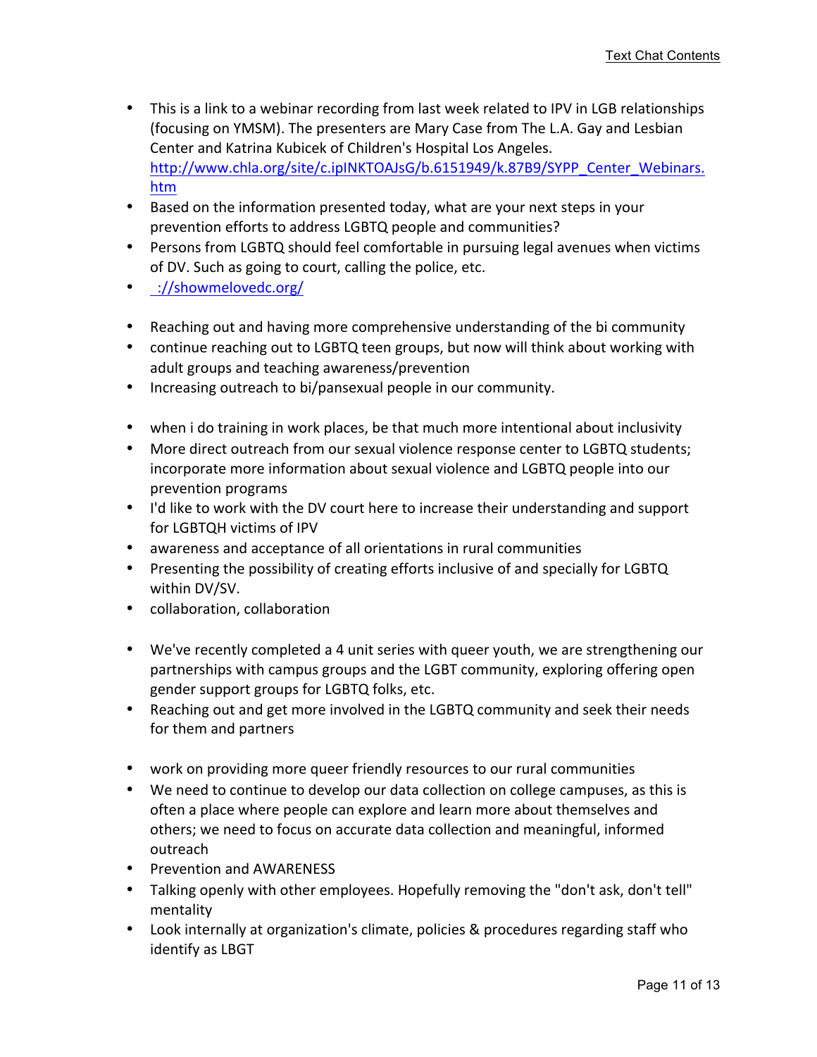- This is a link to a webinar recording from last week related to IPV in LGB relationships (focusing on YMSM). The presenters are Mary Case from The L.A. Gay and Lesbian Center and Katrina Kubicek of Children's Hospital Los Angeles. http://www.chla.org/site/c.ipINKTOAJsG/b.6151949/k.87B9/SYPP_Center_Webinars.htm
- Based on the information presented today, what are your next steps in your prevention efforts to address LGBTQ people and communities?
- Persons from LGBTQ should feel comfortable in pursuing legal avenues when victims of DV. Such as going to court, calling the police, etc.
- ://showmelovedc.org/

- Reaching out and having more comprehensive understanding of the bi community
- continue reaching out to LGBTQ teen groups, but now will think about working with adult groups and teaching awareness/prevention
- Increasing outreach to bi/pansexual people in our community.

- when i do training in work places, be that much more intentional about inclusivity
- More direct outreach from our sexual violence response center to LGBTQ students; incorporate more information about sexual violence and LGBTQ people into our prevention programs
- I'd like to work with the DV court here to increase their understanding and support for LGBTQH victims of IPV
- awareness and acceptance of all orientations in rural communities
- Presenting the possibility of creating efforts inclusive of and specially for LGBTQ within DV/SV.
- collaboration, collaboration

- We've recently completed a 4 unit series with queer youth, we are strengthening our partnerships with campus groups and the LGBT community, exploring offering open gender support groups for LGBTQ folks, etc.
- Reaching out and get more involved in the LGBTQ community and seek their needs for them and partners

- work on providing more queer friendly resources to our rural communities
- We need to continue to develop our data collection on college campuses, as this is often a place where people can explore and learn more about themselves and others; we need to focus on accurate data collection and meaningful, informed outreach
- Prevention and AWARENESS
- Talking openly with other employees. Hopefully removing the "don't ask, don't tell" mentality
- Look internally at organization's climate, policies & procedures regarding staff who identify as LBGT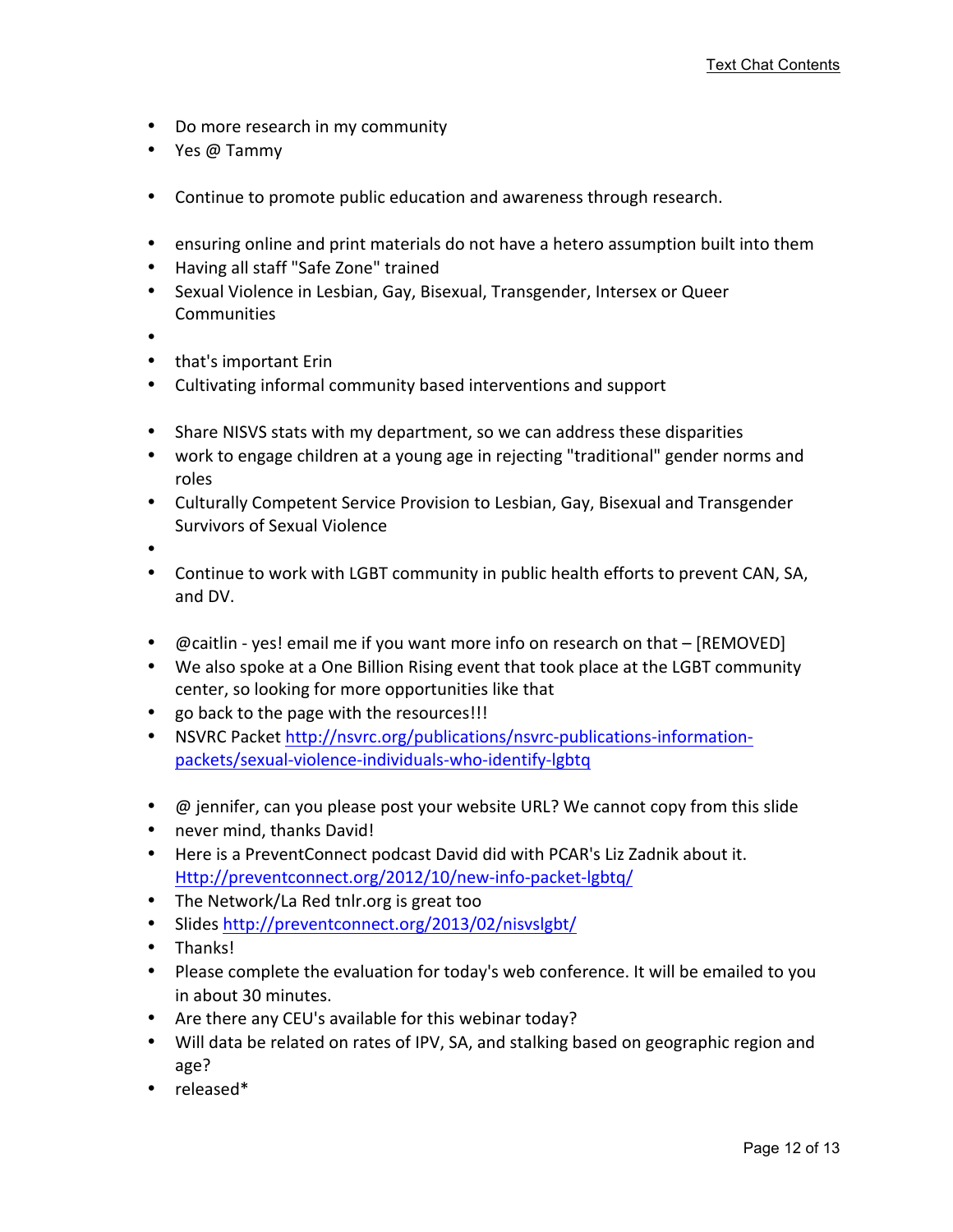- Do more research in my community
- Yes @ Tammy

- Continue to promote public education and awareness through research.

- ensuring online and print materials do not have a hetero assumption built into them
- Having all staff "Safe Zone" trained
- Sexual Violence in Lesbian, Gay, Bisexual, Transgender, Intersex or Queer Communities
- 
- that's important Erin
- Cultivating informal community based interventions and support

- Share NISVS stats with my department, so we can address these disparities
- work to engage children at a young age in rejecting "traditional" gender norms and roles
- Culturally Competent Service Provision to Lesbian, Gay, Bisexual and Transgender Survivors of Sexual Violence
- 
- Continue to work with LGBT community in public health efforts to prevent CAN, SA, and DV.

- @caitlin - yes! email me if you want more info on research on that – [REMOVED]
- We also spoke at a One Billion Rising event that took place at the LGBT community center, so looking for more opportunities like that
- go back to the page with the resources!!!
- NSVRC Packet [http://nsvrc.org/publications/nsvrc-publications-information-packets/sexual-violence-individuals-who-identify-lgbtq](http://nsvrc.org/publications/nsvrc-publications-information-packets/sexual-violence-individuals-who-identify-lgbtq)

- @ jennifer, can you please post your website URL? We cannot copy from this slide
- never mind, thanks David!
- Here is a PreventConnect podcast David did with PCAR's Liz Zadnik about it. [Http://preventconnect.org/2012/10/new-info-packet-lgbtq/](Http://preventconnect.org/2012/10/new-info-packet-lgbtq/)
- The Network/La Red tnlr.org is great too
- Slides [http://preventconnect.org/2013/02/nisvslgbt/](http://preventconnect.org/2013/02/nisvslgbt/)
- Thanks!
- Please complete the evaluation for today's web conference. It will be emailed to you in about 30 minutes.
- Are there any CEU's available for this webinar today?
- Will data be related on rates of IPV, SA, and stalking based on geographic region and age?
- released*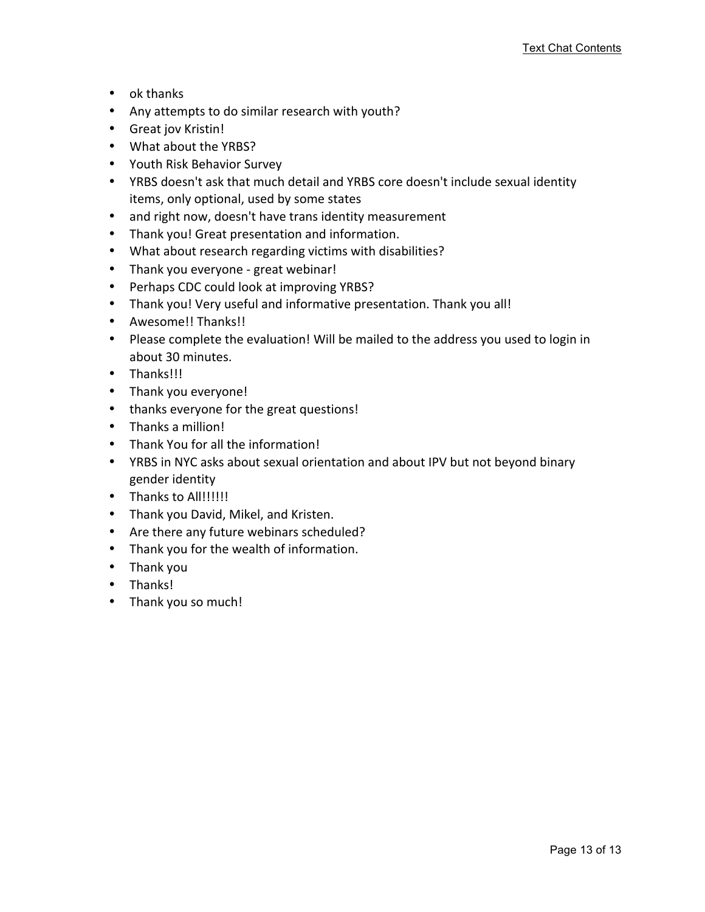- ok thanks
- Any attempts to do similar research with youth?
- Great jov Kristin!
- What about the YRBS?
- Youth Risk Behavior Survey
- YRBS doesn't ask that much detail and YRBS core doesn't include sexual identity items, only optional, used by some states
- and right now, doesn't have trans identity measurement
- Thank you! Great presentation and information.
- What about research regarding victims with disabilities?
- Thank you everyone - great webinar!
- Perhaps CDC could look at improving YRBS?
- Thank you! Very useful and informative presentation. Thank you all!
- Awesome!! Thanks!!
- Please complete the evaluation! Will be mailed to the address you used to login in about 30 minutes.
- Thanks!!!
- Thank you everyone!
- thanks everyone for the great questions!
- Thanks a million!
- Thank You for all the information!
- YRBS in NYC asks about sexual orientation and about IPV but not beyond binary gender identity
- Thanks to All!!!!!!
- Thank you David, Mikel, and Kristen.
- Are there any future webinars scheduled?
- Thank you for the wealth of information.
- Thank you
- Thanks!
- Thank you so much!